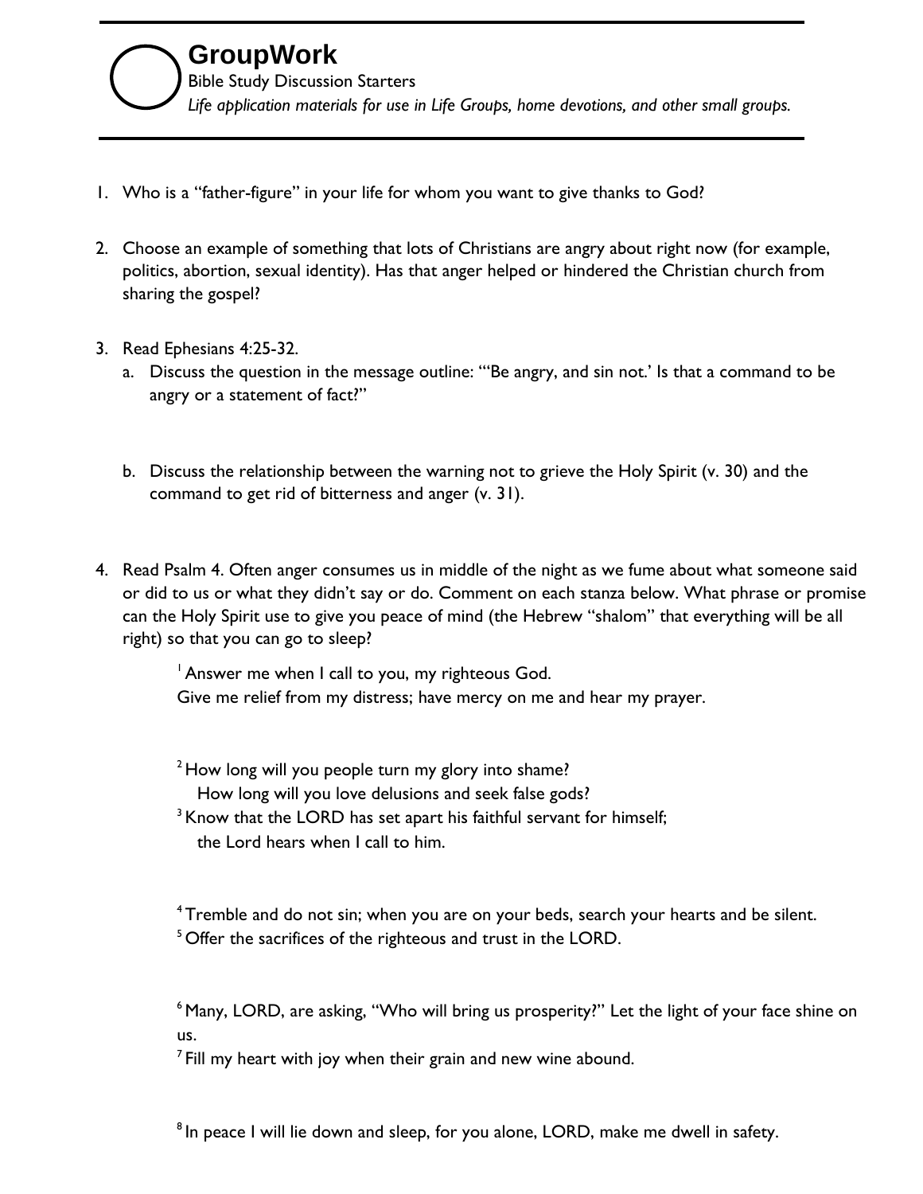# GroupWork

Bible Study Discussion Starters

*Life application materials for use in Life Groups, home devotions, and other small groups.*

1. Who is a "father-figure" in your life for whom you want to give thanks to God?

2. Choose an example of something that lots of Christians are angry about right now (for example, politics, abortion, sexual identity). Has that anger helped or hindered the Christian church from sharing the gospel?

3. Read Ephesians 4:25-32.
   a. Discuss the question in the message outline: "'Be angry, and sin not.' Is that a command to be angry or a statement of fact?"

   b. Discuss the relationship between the warning not to grieve the Holy Spirit (v. 30) and the command to get rid of bitterness and anger (v. 31).

4. Read Psalm 4. Often anger consumes us in middle of the night as we fume about what someone said or did to us or what they didn't say or do. Comment on each stanza below. What phrase or promise can the Holy Spirit use to give you peace of mind (the Hebrew "shalom" that everything will be all right) so that you can go to sleep?

   [1] Answer me when I call to you, my righteous God.
   Give me relief from my distress; have mercy on me and hear my prayer.

   [2] How long will you people turn my glory into shame?
   How long will you love delusions and seek false gods?
   [3] Know that the LORD has set apart his faithful servant for himself;
   the Lord hears when I call to him.

   [4] Tremble and do not sin; when you are on your beds, search your hearts and be silent.
   [5] Offer the sacrifices of the righteous and trust in the LORD.

   [6] Many, LORD, are asking, "Who will bring us prosperity?" Let the light of your face shine on us.
   [7] Fill my heart with joy when their grain and new wine abound.

   [8] In peace I will lie down and sleep, for you alone, LORD, make me dwell in safety.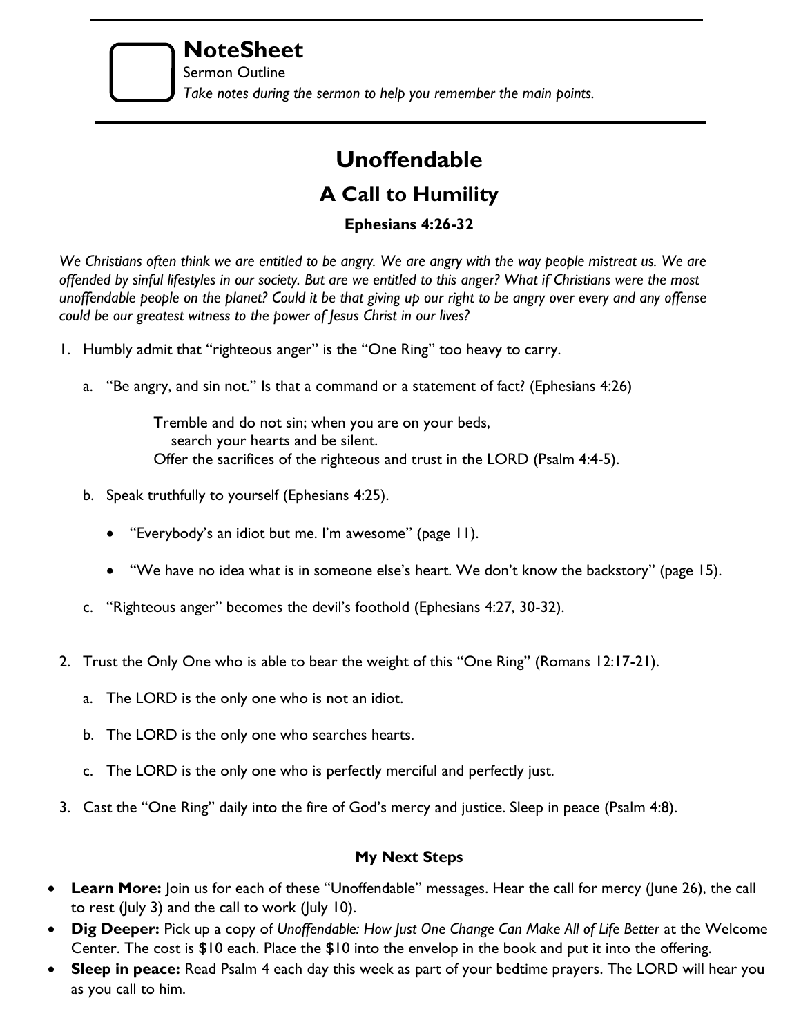# NoteSheet

Sermon Outline

*Take notes during the sermon to help you remember the main points.*

## Unoffendable

## A Call to Humility

**Ephesians 4:26-32**

*We Christians often think we are entitled to be angry. We are angry with the way people mistreat us. We are offended by sinful lifestyles in our society. But are we entitled to this anger? What if Christians were the most unoffendable people on the planet? Could it be that giving up our right to be angry over every and any offense could be our greatest witness to the power of Jesus Christ in our lives?*

1. Humbly admit that "righteous anger" is the "One Ring" too heavy to carry.
   a. "Be angry, and sin not." Is that a command or a statement of fact? (Ephesians 4:26)

      > Tremble and do not sin; when you are on your beds,
      > search your hearts and be silent.
      > Offer the sacrifices of the righteous and trust in the LORD (Psalm 4:4-5).

   b. Speak truthfully to yourself (Ephesians 4:25).
      - "Everybody's an idiot but me. I'm awesome" (page 11).
      - "We have no idea what is in someone else's heart. We don't know the backstory" (page 15).

   c. "Righteous anger" becomes the devil's foothold (Ephesians 4:27, 30-32).

2. Trust the Only One who is able to bear the weight of this "One Ring" (Romans 12:17-21).
   a. The LORD is the only one who is not an idiot.
   b. The LORD is the only one who searches hearts.
   c. The LORD is the only one who is perfectly merciful and perfectly just.

3. Cast the "One Ring" daily into the fire of God's mercy and justice. Sleep in peace (Psalm 4:8).

**My Next Steps**

- **Learn More:** Join us for each of these "Unoffendable" messages. Hear the call for mercy (June 26), the call to rest (July 3) and the call to work (July 10).
- **Dig Deeper:** Pick up a copy of *Unoffendable: How Just One Change Can Make All of Life Better* at the Welcome Center. The cost is $10 each. Place the $10 into the envelop in the book and put it into the offering.
- **Sleep in peace:** Read Psalm 4 each day this week as part of your bedtime prayers. The LORD will hear you as you call to him.